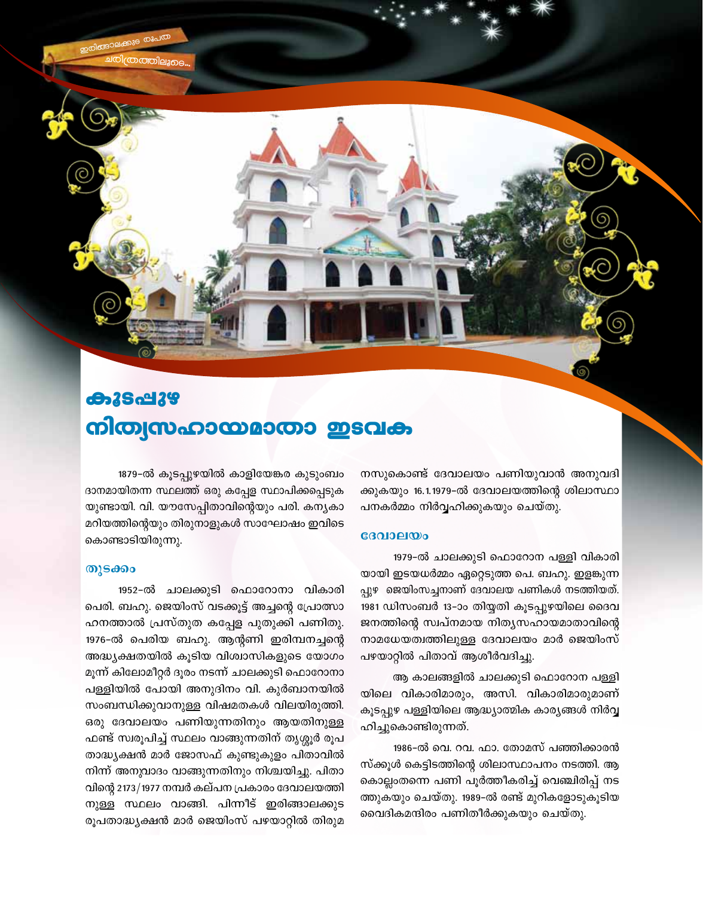ഇരിങ്ങാലക്കുട രൂപത

ചരിത്രത്തിലൂടെ...

# കൂടപ്പുഴ

# നിത്യസഹായമാതാ ഇടവക

1879-ൽ കൂടപ്പുഴയിൽ കാളിയേങ്കര കുടുംബം ദാനമായിതന്ന സ്ഥലത്ത് ഒരു കപ്പേള സ്ഥാപിക്കപ്പെടുകയുണ്ടായി. വി. യൗസേപ്പിതാവിന്റെയും പരി. കന്യകാമറിയത്തിന്റെയും തിരുനാളുകൾ സാഘോഷം ഇവിടെ കൊണ്ടാടിയിരുന്നു.

## തുടക്കം

1952-ൽ ചാലക്കുടി ഫൊറോനാ വികാരി പെരി. ബഹു. ജെയിംസ് വടക്കൂട്ട് അച്ചന്റെ പ്രോത്സാഹനത്താൽ പ്രസ്തുത കപ്പേള പുതുക്കി പണിതു. 1976-ൽ പെരിയ ബഹു. ആന്റണി ഇരിമ്പനച്ചന്റെ അദ്ധ്യക്ഷതയിൽ കൂടിയ വിശ്വാസികളുടെ യോഗം മൂന്ന് കിലോമീറ്റർ ദൂരം നടന്ന് ചാലക്കുടി ഫൊറോനാ പള്ളിയിൽ പോയി അനുദിനം വി. കുർബാനയിൽ സംബന്ധിക്കുവാനുള്ള വിഷമതകൾ വിലയിരുത്തി. ഒരു ദേവാലയം പണിയുന്നതിനും ആയതിനുള്ള ഫണ്ട് സ്വരൂപിച്ച് സ്ഥലം വാങ്ങുന്നതിന് തൃശ്ശൂർ രൂപതാദ്ധ്യക്ഷൻ മാർ ജോസഫ് കുണ്ടുകുളം പിതാവിൽ നിന്ന് അനുവാദം വാങ്ങുന്നതിനും നിശ്ചയിച്ചു. പിതാവിന്റെ 2173/1977 നമ്പർ കല്പന പ്രകാരം ദേവാലയത്തിനുള്ള സ്ഥലം വാങ്ങി. പിന്നീട് ഇരിങ്ങാലക്കുട രൂപതാദ്ധ്യക്ഷൻ മാർ ജെയിംസ് പഴയാറ്റിൽ തിരുമനസുകൊണ്ട് ദേവാലയം പണിയുവാൻ അനുവദിക്കുകയും 16.1.1979-ൽ ദേവാലയത്തിന്റെ ശിലാസ്ഥാപനകർമ്മം നിർവ്വഹിക്കുകയും ചെയ്തു.

## ദേവാലയം

1979-ൽ ചാലക്കുടി ഫൊറോന പള്ളി വികാരിയായി ഇടയധർമ്മം ഏറ്റെടുത്ത പെ. ബഹു. ഇളങ്കുന്നപ്പുഴ ജെയിംസച്ചനാണ് ദേവാലയ പണികൾ നടത്തിയത്. 1981 ഡിസംബർ 13-ാം തിയ്യതി കൂടപ്പുഴയിലെ ദൈവജനത്തിന്റെ സ്വപ്നമായ നിത്യസഹായമാതാവിന്റെ നാമധേയത്വത്തിലുള്ള ദേവാലയം മാർ ജെയിംസ് പഴയാറ്റിൽ പിതാവ് ആശീർവദിച്ചു.

ആ കാലങ്ങളിൽ ചാലക്കുടി ഫൊറോന പള്ളിയിലെ വികാരിമാരും, അസി. വികാരിമാരുമാണ് കൂടപ്പുഴ പള്ളിയിലെ ആദ്ധ്യാത്മിക കാര്യങ്ങൾ നിർവ്വഹിച്ചുകൊണ്ടിരുന്നത്.

1986-ൽ വെ. റവ. ഫാ. തോമസ് പഞ്ഞിക്കാരൻ സ്ക്കൂൾ കെട്ടിടത്തിന്റെ ശിലാസ്ഥാപനം നടത്തി. ആ കൊല്ലംതന്നെ പണി പൂർത്തീകരിച്ച് വെഞ്ചിരിപ്പ് നടത്തുകയും ചെയ്തു. 1989-ൽ രണ്ട് മുറികളോടുകൂടിയ വൈദികമന്ദിരം പണിതീർക്കുകയും ചെയ്തു.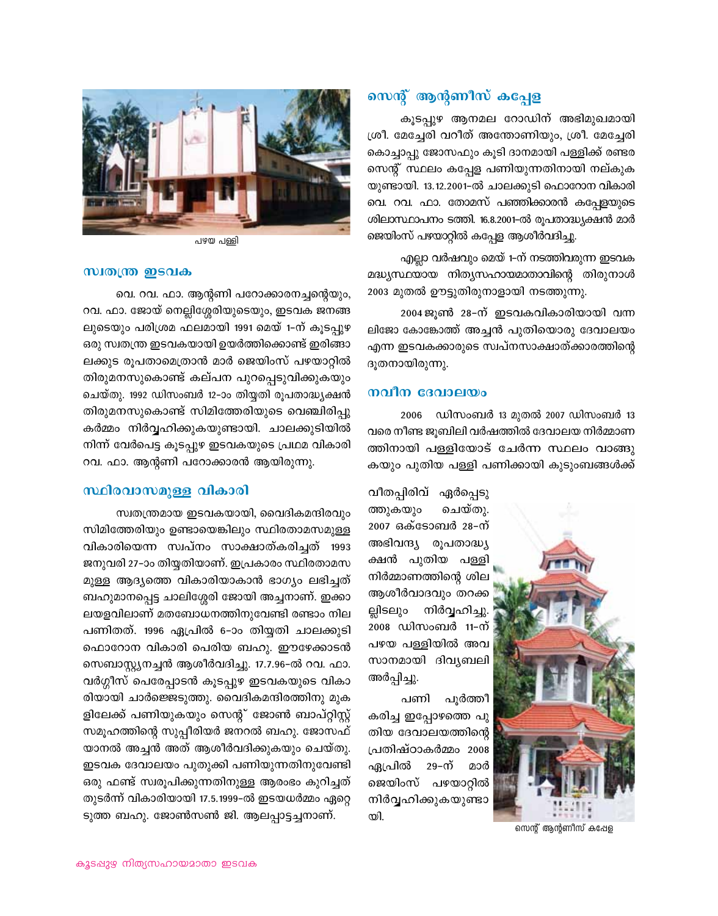പഴയ പള്ളി

## സ്വതന്ത്ര ഇടവക

വെ. റവ. ഫാ. ആന്റണി പറോക്കാരനച്ചന്റെയും, റവ. ഫാ. ജോയ് നെല്ലിശ്ശേരിയുടെയും, ഇടവക ജനങ്ങളുടെയും പരിശ്രമ ഫലമായി 1991 മെയ് 1-ന് കൂടപ്പുഴ ഒരു സ്വതന്ത്ര ഇടവകയായി ഉയർത്തിക്കൊണ്ട് ഇരിങ്ങാലക്കുട രൂപതാമെത്രാൻ മാർ ജെയിംസ് പഴയാറ്റിൽ തിരുമനസുകൊണ്ട് കല്പന പുറപ്പെടുവിക്കുകയും ചെയ്തു. 1992 ഡിസംബർ 12-ാം തിയ്യതി രൂപതാദ്ധ്യക്ഷൻ തിരുമനസുകൊണ്ട് സിമിത്തേരിയുടെ വെഞ്ചിരിപ്പു കർമ്മം നിർവ്വഹിക്കുകയുണ്ടായി. ചാലക്കുടിയിൽ നിന്ന് വേർപെട്ട കൂടപ്പുഴ ഇടവകയുടെ പ്രഥമ വികാരി റവ. ഫാ. ആന്റണി പറോക്കാരൻ ആയിരുന്നു.

## സ്ഥിരവാസമുള്ള വികാരി

സ്വതന്ത്രമായ ഇടവകയായി, വൈദികമന്ദിരവും സിമിത്തേരിയും ഉണ്ടായെങ്കിലും സ്ഥിരതാമസമുള്ള വികാരിയെന്ന സ്വപ്നം സാക്ഷാത്കരിച്ചത് 1993 ജനുവരി 27-ാം തിയ്യതിയാണ്. ഇപ്രകാരം സ്ഥിരതാമസമുള്ള ആദ്യത്തെ വികാരിയാകാൻ ഭാഗ്യം ലഭിച്ചത് ബഹുമാനപ്പെട്ട ചാലിശ്ശേരി ജോയി അച്ചനാണ്. ഇക്കാലയളവിലാണ് മതബോധനത്തിനുവേണ്ടി രണ്ടാം നില പണിതത്. 1996 ഏപ്രിൽ 6-ാം തിയ്യതി ചാലക്കുടി ഫൊറോന വികാരി പെരിയ ബഹു. ഈഴേക്കാടൻ സെബാസ്റ്റ്യനച്ചൻ ആശീർവദിച്ചു. 17.7.96-ൽ റവ. ഫാ. വർഗ്ഗീസ് പെരേപ്പാടൻ കൂടപ്പുഴ ഇടവകയുടെ വികാരിയായി ചാർജ്ജെടുത്തു. വൈദികമന്ദിരത്തിനു മുകളിലേക്ക് പണിയുകയും സെന്റ് ജോൺ ബാപ്റ്റിസ്റ്റ് സമൂഹത്തിന്റെ സുപ്പീരിയർ ജനറൽ ബഹു. ജോസഫ് യാനൽ അച്ചൻ അത് ആശീർവദിക്കുകയും ചെയ്തു. ഇടവക ദേവാലയം പുതുക്കി പണിയുന്നതിനുവേണ്ടി ഒരു ഫണ്ട് സ്വരൂപിക്കുന്നതിനുള്ള ആരംഭം കുറിച്ചത് തുടർന്ന് വികാരിയായി 17.5.1999-ൽ ഇടയധർമ്മം ഏറ്റെടുത്ത ബഹു. ജോൺസൺ ജി. ആലപ്പാട്ടച്ചനാണ്.

## സെന്റ് ആന്റണീസ് കപ്പേള

കൂടപ്പുഴ ആനമല റോഡിന് അഭിമുഖമായി ശ്രീ. മേച്ചേരി വറീത് അന്തോണിയും, ശ്രീ. മേച്ചേരി കൊച്ചാപ്പു ജോസഫും കൂടി ദാനമായി പള്ളിക്ക് രണ്ടര സെന്റ് സ്ഥലം കപ്പേള പണിയുന്നതിനായി നല്കുകയുണ്ടായി. 13.12.2001-ൽ ചാലക്കുടി ഫൊറോന വികാരി വെ. റവ. ഫാ. തോമസ് പഞ്ഞിക്കാരൻ കപ്പേളയുടെ ശിലാസ്ഥാപനം നടത്തി. 16.8.2001-ൽ രൂപതാദ്ധ്യക്ഷൻ മാർ ജെയിംസ് പഴയാറ്റിൽ കപ്പേള ആശീർവദിച്ചു.

എല്ലാ വർഷവും മെയ് 1-ന് നടത്തിവരുന്ന ഇടവക മദ്ധ്യസ്ഥയായ നിത്യസഹായമാതാവിന്റെ തിരുനാൾ 2003 മുതൽ ഊട്ടുതിരുനാളായി നടത്തുന്നു.

2004 ജൂൺ 28-ന് ഇടവകവികാരിയായി വന്ന ലിജോ കോങ്കോത്ത് അച്ചൻ പുതിയൊരു ദേവാലയം എന്ന ഇടവകക്കാരുടെ സ്വപ്നസാക്ഷാത്ക്കാരത്തിന്റെ ദൂതനായിരുന്നു.

## നവീന ദേവാലയം

2006 ഡിസംബർ 13 മുതൽ 2007 ഡിസംബർ 13 വരെ നീണ്ട ജൂബിലി വർഷത്തിൽ ദേവാലയ നിർമ്മാണത്തിനായി പള്ളിയോട് ചേർന്ന സ്ഥലം വാങ്ങുകയും പുതിയ പള്ളി പണിക്കായി കുടുംബങ്ങൾക്ക് വീതപ്പിരിവ് ഏർപ്പെടുത്തുകയും ചെയ്തു. 2007 ഒക്ടോബർ 28-ന് അഭിവന്ദ്യ രൂപതാദ്ധ്യക്ഷൻ പുതിയ പള്ളി നിർമ്മാണത്തിന്റെ ശില ആശീർവാദവും തറക്കല്ലിടലും നിർവ്വഹിച്ചു. 2008 ഡിസംബർ 11-ന് പഴയ പള്ളിയിൽ അവസാനമായി ദിവ്യബലി അർപ്പിച്ചു.

പണി പൂർത്തീകരിച്ച ഇപ്പോഴത്തെ പുതിയ ദേവാലയത്തിന്റെ പ്രതിഷ്ഠാകർമ്മം 2008 ഏപ്രിൽ 29-ന് മാർ ജെയിംസ് പഴയാറ്റിൽ നിർവ്വഹിക്കുകയുണ്ടായി.

സെന്റ് ആന്റണീസ് കപ്പേള